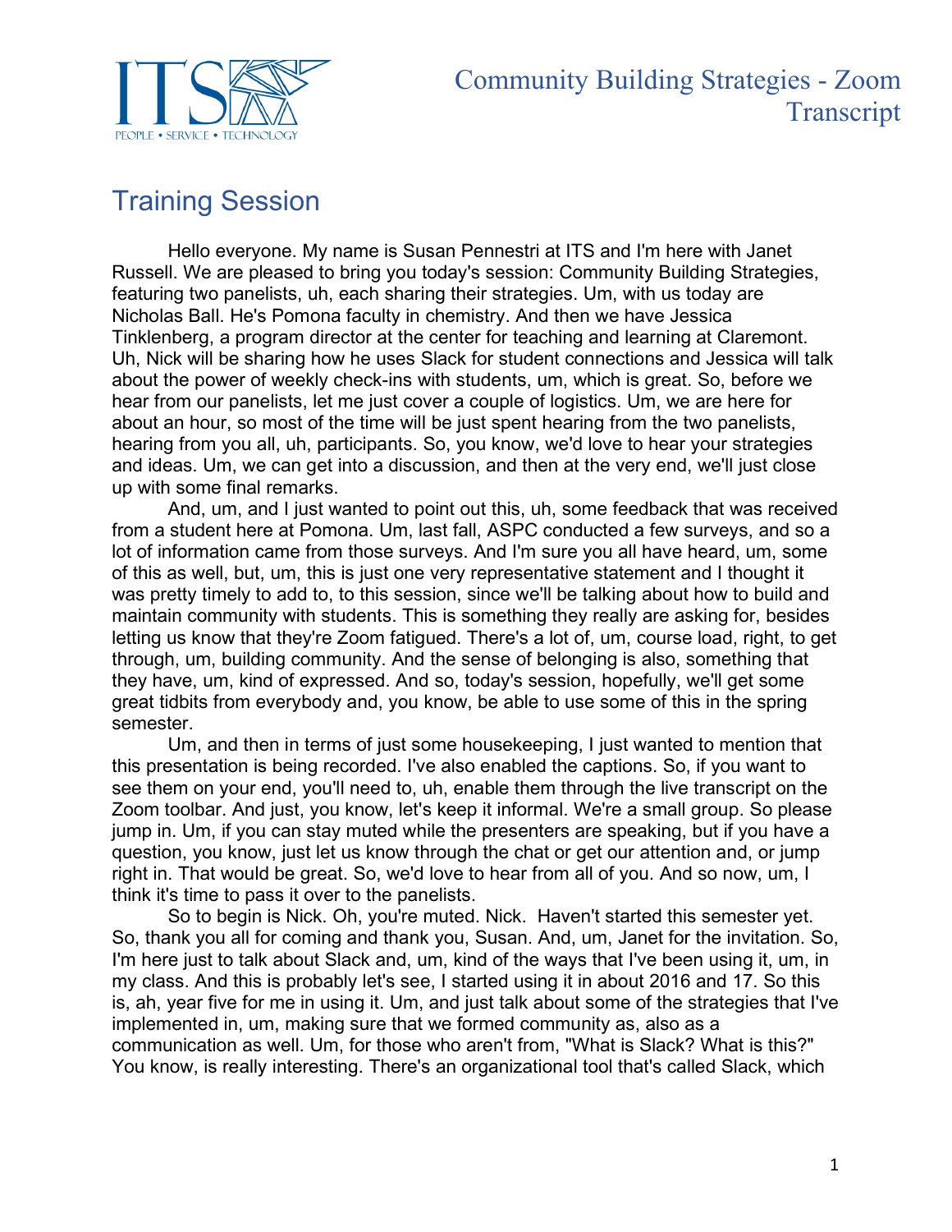## Training Session

Hello everyone. My name is Susan Pennestri at ITS and I'm here with Janet Russell. We are pleased to bring you today's session: Community Building Strategies, featuring two panelists, uh, each sharing their strategies. Um, with us today are Nicholas Ball. He's Pomona faculty in chemistry. And then we have Jessica Tinklenberg, a program director at the center for teaching and learning at Claremont. Uh, Nick will be sharing how he uses Slack for student connections and Jessica will talk about the power of weekly check-ins with students, um, which is great. So, before we hear from our panelists, let me just cover a couple of logistics. Um, we are here for about an hour, so most of the time will be just spent hearing from the two panelists, hearing from you all, uh, participants. So, you know, we'd love to hear your strategies and ideas. Um, we can get into a discussion, and then at the very end, we'll just close up with some final remarks.

And, um, and I just wanted to point out this, uh, some feedback that was received from a student here at Pomona. Um, last fall, ASPC conducted a few surveys, and so a lot of information came from those surveys. And I'm sure you all have heard, um, some of this as well, but, um, this is just one very representative statement and I thought it was pretty timely to add to, to this session, since we'll be talking about how to build and maintain community with students. This is something they really are asking for, besides letting us know that they're Zoom fatigued. There's a lot of, um, course load, right, to get through, um, building community. And the sense of belonging is also, something that they have, um, kind of expressed. And so, today's session, hopefully, we'll get some great tidbits from everybody and, you know, be able to use some of this in the spring semester.

Um, and then in terms of just some housekeeping, I just wanted to mention that this presentation is being recorded. I've also enabled the captions. So, if you want to see them on your end, you'll need to, uh, enable them through the live transcript on the Zoom toolbar. And just, you know, let's keep it informal. We're a small group. So please jump in. Um, if you can stay muted while the presenters are speaking, but if you have a question, you know, just let us know through the chat or get our attention and, or jump right in. That would be great. So, we'd love to hear from all of you. And so now, um, I think it's time to pass it over to the panelists.

So to begin is Nick. Oh, you're muted. Nick. Haven't started this semester yet. So, thank you all for coming and thank you, Susan. And, um, Janet for the invitation. So, I'm here just to talk about Slack and, um, kind of the ways that I've been using it, um, in my class. And this is probably let's see, I started using it in about 2016 and 17. So this is, ah, year five for me in using it. Um, and just talk about some of the strategies that I've implemented in, um, making sure that we formed community as, also as a communication as well. Um, for those who aren't from, "What is Slack? What is this?" You know, is really interesting. There's an organizational tool that's called Slack, which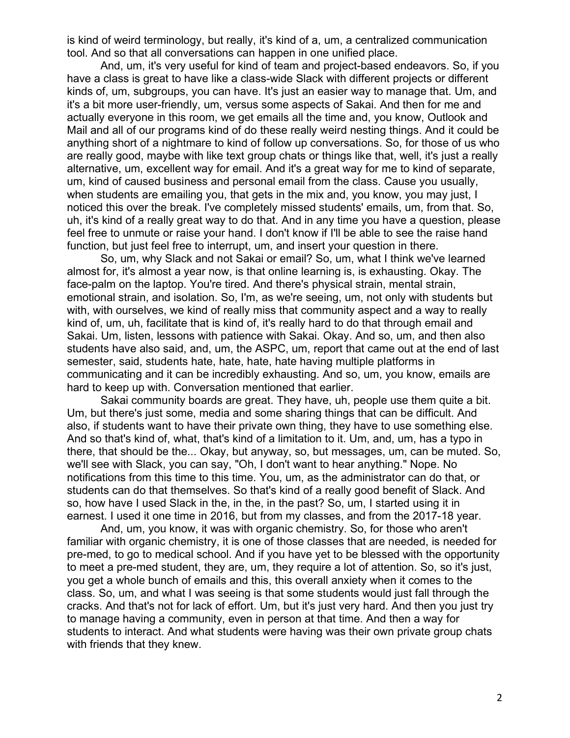is kind of weird terminology, but really, it's kind of a, um, a centralized communication tool. And so that all conversations can happen in one unified place.

And, um, it's very useful for kind of team and project-based endeavors. So, if you have a class is great to have like a class-wide Slack with different projects or different kinds of, um, subgroups, you can have. It's just an easier way to manage that. Um, and it's a bit more user-friendly, um, versus some aspects of Sakai. And then for me and actually everyone in this room, we get emails all the time and, you know, Outlook and Mail and all of our programs kind of do these really weird nesting things. And it could be anything short of a nightmare to kind of follow up conversations. So, for those of us who are really good, maybe with like text group chats or things like that, well, it's just a really alternative, um, excellent way for email. And it's a great way for me to kind of separate, um, kind of caused business and personal email from the class. Cause you usually, when students are emailing you, that gets in the mix and, you know, you may just, I noticed this over the break. I've completely missed students' emails, um, from that. So, uh, it's kind of a really great way to do that. And in any time you have a question, please feel free to unmute or raise your hand. I don't know if I'll be able to see the raise hand function, but just feel free to interrupt, um, and insert your question in there.

So, um, why Slack and not Sakai or email? So, um, what I think we've learned almost for, it's almost a year now, is that online learning is, is exhausting. Okay. The face-palm on the laptop. You're tired. And there's physical strain, mental strain, emotional strain, and isolation. So, I'm, as we're seeing, um, not only with students but with, with ourselves, we kind of really miss that community aspect and a way to really kind of, um, uh, facilitate that is kind of, it's really hard to do that through email and Sakai. Um, listen, lessons with patience with Sakai. Okay. And so, um, and then also students have also said, and, um, the ASPC, um, report that came out at the end of last semester, said, students hate, hate, hate, hate having multiple platforms in communicating and it can be incredibly exhausting. And so, um, you know, emails are hard to keep up with. Conversation mentioned that earlier.

Sakai community boards are great. They have, uh, people use them quite a bit. Um, but there's just some, media and some sharing things that can be difficult. And also, if students want to have their private own thing, they have to use something else. And so that's kind of, what, that's kind of a limitation to it. Um, and, um, has a typo in there, that should be the... Okay, but anyway, so, but messages, um, can be muted. So, we'll see with Slack, you can say, "Oh, I don't want to hear anything." Nope. No notifications from this time to this time. You, um, as the administrator can do that, or students can do that themselves. So that's kind of a really good benefit of Slack. And so, how have I used Slack in the, in the, in the past? So, um, I started using it in earnest. I used it one time in 2016, but from my classes, and from the 2017-18 year.

And, um, you know, it was with organic chemistry. So, for those who aren't familiar with organic chemistry, it is one of those classes that are needed, is needed for pre-med, to go to medical school. And if you have yet to be blessed with the opportunity to meet a pre-med student, they are, um, they require a lot of attention. So, so it's just, you get a whole bunch of emails and this, this overall anxiety when it comes to the class. So, um, and what I was seeing is that some students would just fall through the cracks. And that's not for lack of effort. Um, but it's just very hard. And then you just try to manage having a community, even in person at that time. And then a way for students to interact. And what students were having was their own private group chats with friends that they knew.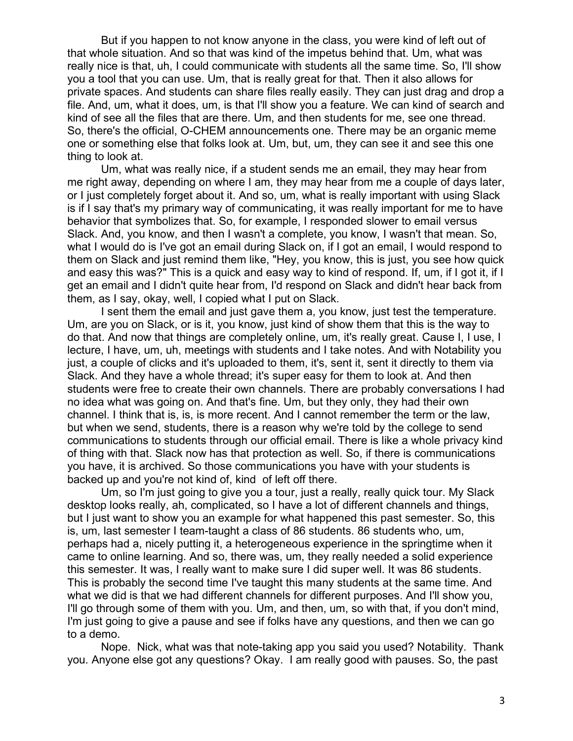But if you happen to not know anyone in the class, you were kind of left out of that whole situation. And so that was kind of the impetus behind that. Um, what was really nice is that, uh, I could communicate with students all the same time. So, I'll show you a tool that you can use. Um, that is really great for that. Then it also allows for private spaces. And students can share files really easily. They can just drag and drop a file. And, um, what it does, um, is that I'll show you a feature. We can kind of search and kind of see all the files that are there. Um, and then students for me, see one thread. So, there's the official, O-CHEM announcements one. There may be an organic meme one or something else that folks look at. Um, but, um, they can see it and see this one thing to look at.

Um, what was really nice, if a student sends me an email, they may hear from me right away, depending on where I am, they may hear from me a couple of days later, or I just completely forget about it. And so, um, what is really important with using Slack is if I say that's my primary way of communicating, it was really important for me to have behavior that symbolizes that. So, for example, I responded slower to email versus Slack. And, you know, and then I wasn't a complete, you know, I wasn't that mean. So, what I would do is I've got an email during Slack on, if I got an email, I would respond to them on Slack and just remind them like, "Hey, you know, this is just, you see how quick and easy this was?" This is a quick and easy way to kind of respond. If, um, if I got it, if I get an email and I didn't quite hear from, I'd respond on Slack and didn't hear back from them, as I say, okay, well, I copied what I put on Slack.

I sent them the email and just gave them a, you know, just test the temperature. Um, are you on Slack, or is it, you know, just kind of show them that this is the way to do that. And now that things are completely online, um, it's really great. Cause I, I use, I lecture, I have, um, uh, meetings with students and I take notes. And with Notability you just, a couple of clicks and it's uploaded to them, it's, sent it, sent it directly to them via Slack. And they have a whole thread; it's super easy for them to look at. And then students were free to create their own channels. There are probably conversations I had no idea what was going on. And that's fine. Um, but they only, they had their own channel. I think that is, is, is more recent. And I cannot remember the term or the law, but when we send, students, there is a reason why we're told by the college to send communications to students through our official email. There is like a whole privacy kind of thing with that. Slack now has that protection as well. So, if there is communications you have, it is archived. So those communications you have with your students is backed up and you're not kind of, kind of left off there.

Um, so I'm just going to give you a tour, just a really, really quick tour. My Slack desktop looks really, ah, complicated, so I have a lot of different channels and things, but I just want to show you an example for what happened this past semester. So, this is, um, last semester I team-taught a class of 86 students. 86 students who, um, perhaps had a, nicely putting it, a heterogeneous experience in the springtime when it came to online learning. And so, there was, um, they really needed a solid experience this semester. It was, I really want to make sure I did super well. It was 86 students. This is probably the second time I've taught this many students at the same time. And what we did is that we had different channels for different purposes. And I'll show you, I'll go through some of them with you. Um, and then, um, so with that, if you don't mind, I'm just going to give a pause and see if folks have any questions, and then we can go to a demo.

Nope. Nick, what was that note-taking app you said you used? Notability. Thank you. Anyone else got any questions? Okay. I am really good with pauses. So, the past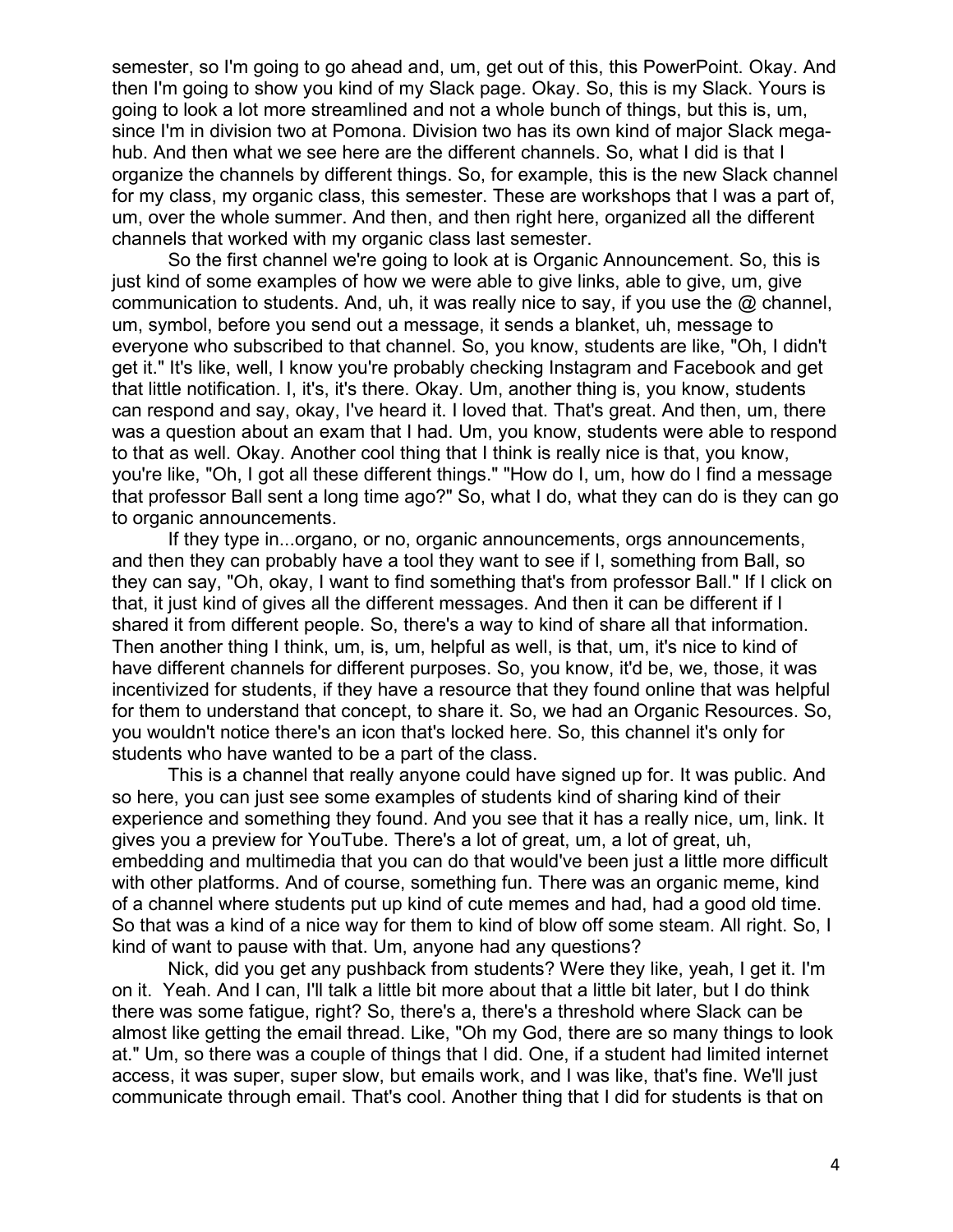semester, so I'm going to go ahead and, um, get out of this, this PowerPoint. Okay. And then I'm going to show you kind of my Slack page. Okay. So, this is my Slack. Yours is going to look a lot more streamlined and not a whole bunch of things, but this is, um, since I'm in division two at Pomona. Division two has its own kind of major Slack mega-hub. And then what we see here are the different channels. So, what I did is that I organize the channels by different things. So, for example, this is the new Slack channel for my class, my organic class, this semester. These are workshops that I was a part of, um, over the whole summer. And then, and then right here, organized all the different channels that worked with my organic class last semester.

So the first channel we're going to look at is Organic Announcement. So, this is just kind of some examples of how we were able to give links, able to give, um, give communication to students. And, uh, it was really nice to say, if you use the @ channel, um, symbol, before you send out a message, it sends a blanket, uh, message to everyone who subscribed to that channel. So, you know, students are like, "Oh, I didn't get it." It's like, well, I know you're probably checking Instagram and Facebook and get that little notification. I, it's, it's there. Okay. Um, another thing is, you know, students can respond and say, okay, I've heard it. I loved that. That's great. And then, um, there was a question about an exam that I had. Um, you know, students were able to respond to that as well. Okay. Another cool thing that I think is really nice is that, you know, you're like, "Oh, I got all these different things." "How do I, um, how do I find a message that professor Ball sent a long time ago?" So, what I do, what they can do is they can go to organic announcements.

If they type in...organo, or no, organic announcements, orgs announcements, and then they can probably have a tool they want to see if I, something from Ball, so they can say, "Oh, okay, I want to find something that's from professor Ball." If I click on that, it just kind of gives all the different messages. And then it can be different if I shared it from different people. So, there's a way to kind of share all that information. Then another thing I think, um, is, um, helpful as well, is that, um, it's nice to kind of have different channels for different purposes. So, you know, it'd be, we, those, it was incentivized for students, if they have a resource that they found online that was helpful for them to understand that concept, to share it. So, we had an Organic Resources. So, you wouldn't notice there's an icon that's locked here. So, this channel it's only for students who have wanted to be a part of the class.

This is a channel that really anyone could have signed up for. It was public. And so here, you can just see some examples of students kind of sharing kind of their experience and something they found. And you see that it has a really nice, um, link. It gives you a preview for YouTube. There's a lot of great, um, a lot of great, uh, embedding and multimedia that you can do that would've been just a little more difficult with other platforms. And of course, something fun. There was an organic meme, kind of a channel where students put up kind of cute memes and had, had a good old time. So that was a kind of a nice way for them to kind of blow off some steam. All right. So, I kind of want to pause with that. Um, anyone had any questions?

Nick, did you get any pushback from students? Were they like, yeah, I get it. I'm on it. Yeah. And I can, I'll talk a little bit more about that a little bit later, but I do think there was some fatigue, right? So, there's a, there's a threshold where Slack can be almost like getting the email thread. Like, "Oh my God, there are so many things to look at." Um, so there was a couple of things that I did. One, if a student had limited internet access, it was super, super slow, but emails work, and I was like, that's fine. We'll just communicate through email. That's cool. Another thing that I did for students is that on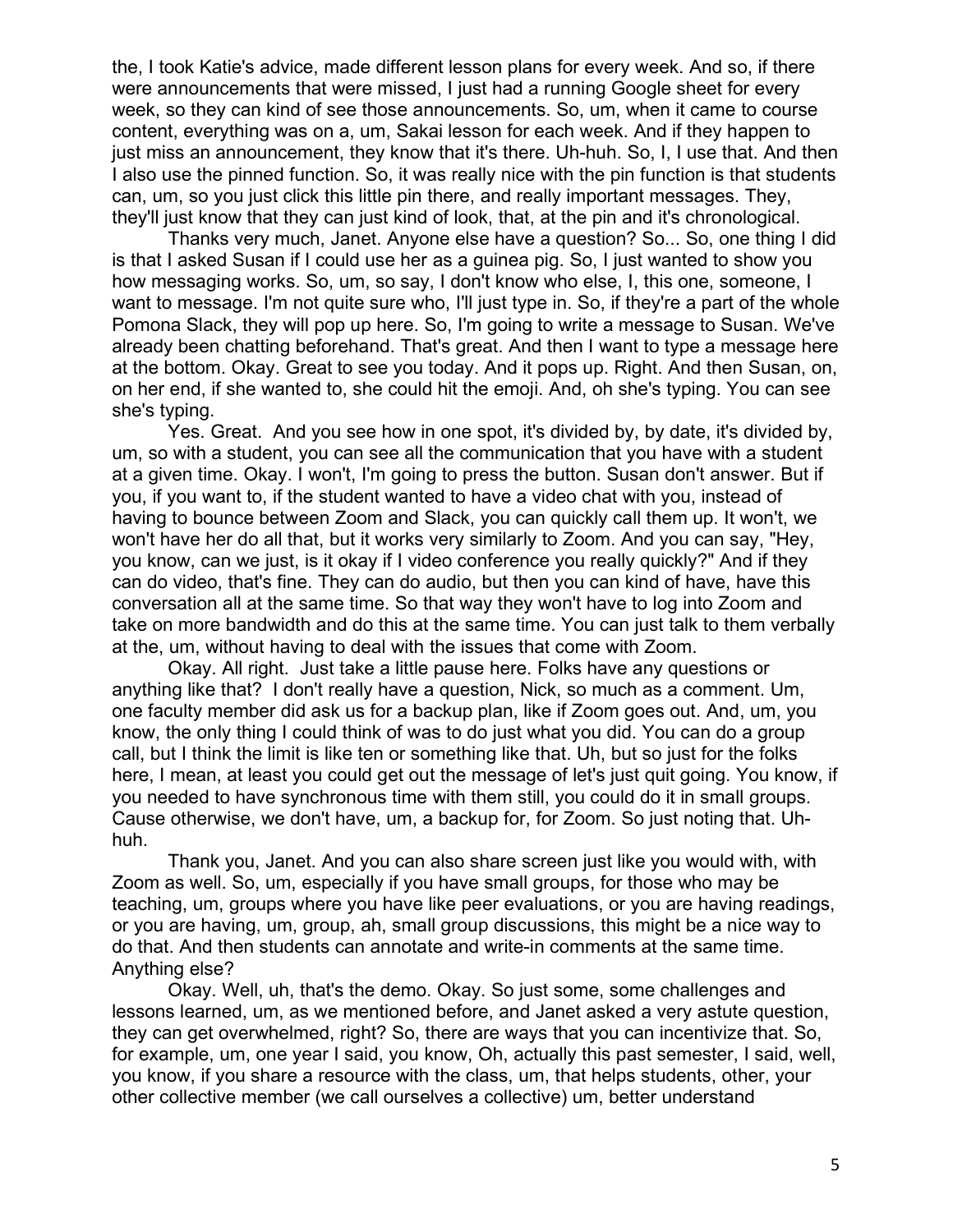the, I took Katie's advice, made different lesson plans for every week. And so, if there were announcements that were missed, I just had a running Google sheet for every week, so they can kind of see those announcements. So, um, when it came to course content, everything was on a, um, Sakai lesson for each week. And if they happen to just miss an announcement, they know that it's there. Uh-huh. So, I, I use that. And then I also use the pinned function. So, it was really nice with the pin function is that students can, um, so you just click this little pin there, and really important messages. They, they'll just know that they can just kind of look, that, at the pin and it's chronological.

Thanks very much, Janet. Anyone else have a question? So... So, one thing I did is that I asked Susan if I could use her as a guinea pig. So, I just wanted to show you how messaging works. So, um, so say, I don't know who else, I, this one, someone, I want to message. I'm not quite sure who, I'll just type in. So, if they're a part of the whole Pomona Slack, they will pop up here. So, I'm going to write a message to Susan. We've already been chatting beforehand. That's great. And then I want to type a message here at the bottom. Okay. Great to see you today. And it pops up. Right. And then Susan, on, on her end, if she wanted to, she could hit the emoji. And, oh she's typing. You can see she's typing.

Yes. Great. And you see how in one spot, it's divided by, by date, it's divided by, um, so with a student, you can see all the communication that you have with a student at a given time. Okay. I won't, I'm going to press the button. Susan don't answer. But if you, if you want to, if the student wanted to have a video chat with you, instead of having to bounce between Zoom and Slack, you can quickly call them up. It won't, we won't have her do all that, but it works very similarly to Zoom. And you can say, "Hey, you know, can we just, is it okay if I video conference you really quickly?" And if they can do video, that's fine. They can do audio, but then you can kind of have, have this conversation all at the same time. So that way they won't have to log into Zoom and take on more bandwidth and do this at the same time. You can just talk to them verbally at the, um, without having to deal with the issues that come with Zoom.

Okay. All right. Just take a little pause here. Folks have any questions or anything like that? I don't really have a question, Nick, so much as a comment. Um, one faculty member did ask us for a backup plan, like if Zoom goes out. And, um, you know, the only thing I could think of was to do just what you did. You can do a group call, but I think the limit is like ten or something like that. Uh, but so just for the folks here, I mean, at least you could get out the message of let's just quit going. You know, if you needed to have synchronous time with them still, you could do it in small groups. Cause otherwise, we don't have, um, a backup for, for Zoom. So just noting that. Uh-huh.

Thank you, Janet. And you can also share screen just like you would with, with Zoom as well. So, um, especially if you have small groups, for those who may be teaching, um, groups where you have like peer evaluations, or you are having readings, or you are having, um, group, ah, small group discussions, this might be a nice way to do that. And then students can annotate and write-in comments at the same time. Anything else?

Okay. Well, uh, that's the demo. Okay. So just some, some challenges and lessons learned, um, as we mentioned before, and Janet asked a very astute question, they can get overwhelmed, right? So, there are ways that you can incentivize that. So, for example, um, one year I said, you know, Oh, actually this past semester, I said, well, you know, if you share a resource with the class, um, that helps students, other, your other collective member (we call ourselves a collective) um, better understand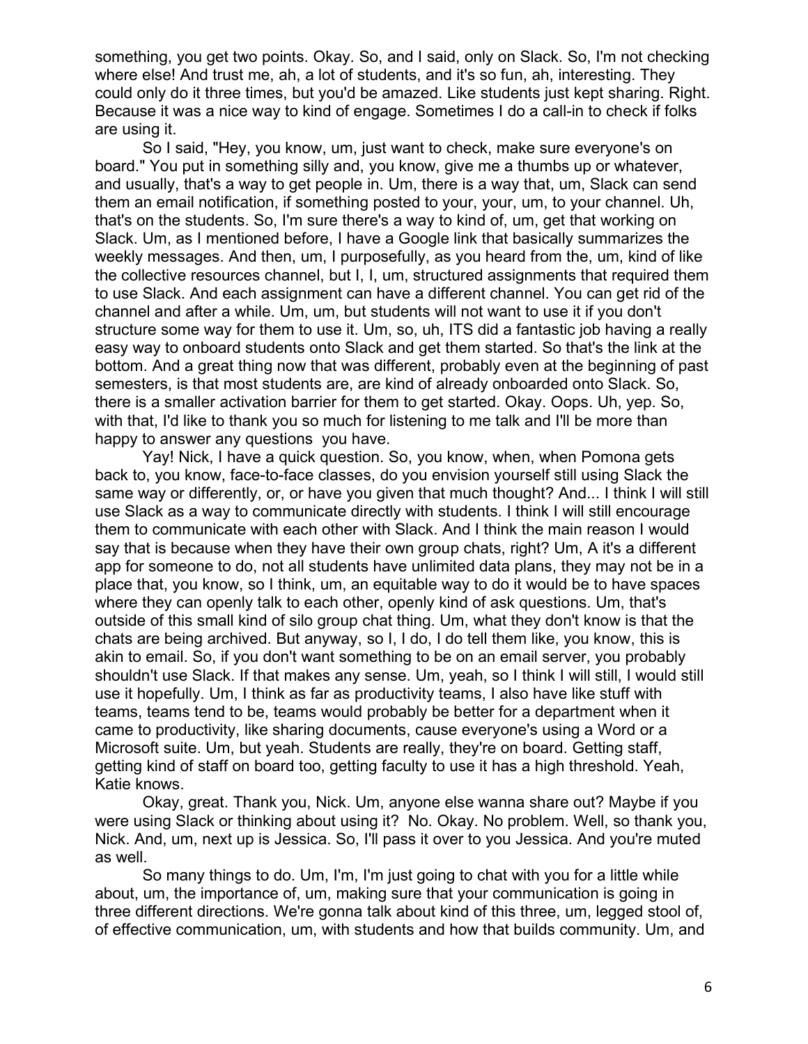something, you get two points. Okay. So, and I said, only on Slack. So, I'm not checking where else! And trust me, ah, a lot of students, and it's so fun, ah, interesting. They could only do it three times, but you'd be amazed. Like students just kept sharing. Right. Because it was a nice way to kind of engage. Sometimes I do a call-in to check if folks are using it.

So I said, "Hey, you know, um, just want to check, make sure everyone's on board." You put in something silly and, you know, give me a thumbs up or whatever, and usually, that's a way to get people in. Um, there is a way that, um, Slack can send them an email notification, if something posted to your, your, um, to your channel. Uh, that's on the students. So, I'm sure there's a way to kind of, um, get that working on Slack. Um, as I mentioned before, I have a Google link that basically summarizes the weekly messages. And then, um, I purposefully, as you heard from the, um, kind of like the collective resources channel, but I, I, um, structured assignments that required them to use Slack. And each assignment can have a different channel. You can get rid of the channel and after a while. Um, um, but students will not want to use it if you don't structure some way for them to use it. Um, so, uh, ITS did a fantastic job having a really easy way to onboard students onto Slack and get them started. So that's the link at the bottom. And a great thing now that was different, probably even at the beginning of past semesters, is that most students are, are kind of already onboarded onto Slack. So, there is a smaller activation barrier for them to get started. Okay. Oops. Uh, yep. So, with that, I'd like to thank you so much for listening to me talk and I'll be more than happy to answer any questions you have.

Yay! Nick, I have a quick question. So, you know, when, when Pomona gets back to, you know, face-to-face classes, do you envision yourself still using Slack the same way or differently, or, or have you given that much thought? And... I think I will still use Slack as a way to communicate directly with students. I think I will still encourage them to communicate with each other with Slack. And I think the main reason I would say that is because when they have their own group chats, right? Um, A it's a different app for someone to do, not all students have unlimited data plans, they may not be in a place that, you know, so I think, um, an equitable way to do it would be to have spaces where they can openly talk to each other, openly kind of ask questions. Um, that's outside of this small kind of silo group chat thing. Um, what they don't know is that the chats are being archived. But anyway, so I, I do, I do tell them like, you know, this is akin to email. So, if you don't want something to be on an email server, you probably shouldn't use Slack. If that makes any sense. Um, yeah, so I think I will still, I would still use it hopefully. Um, I think as far as productivity teams, I also have like stuff with teams, teams tend to be, teams would probably be better for a department when it came to productivity, like sharing documents, cause everyone's using a Word or a Microsoft suite. Um, but yeah. Students are really, they're on board. Getting staff, getting kind of staff on board too, getting faculty to use it has a high threshold. Yeah, Katie knows.

Okay, great. Thank you, Nick. Um, anyone else wanna share out? Maybe if you were using Slack or thinking about using it? No. Okay. No problem. Well, so thank you, Nick. And, um, next up is Jessica. So, I'll pass it over to you Jessica. And you're muted as well.

So many things to do. Um, I'm, I'm just going to chat with you for a little while about, um, the importance of, um, making sure that your communication is going in three different directions. We're gonna talk about kind of this three, um, legged stool of, of effective communication, um, with students and how that builds community. Um, and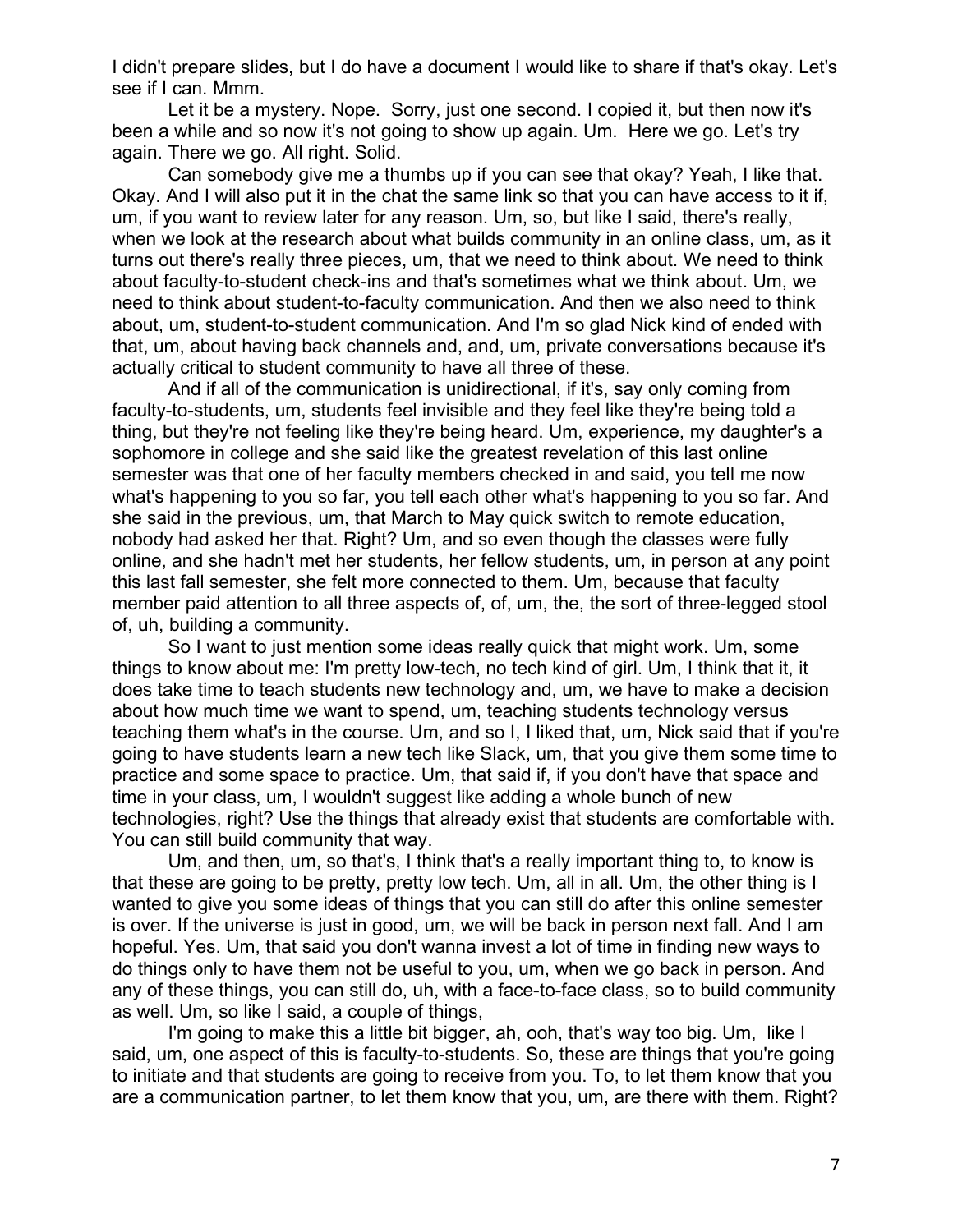I didn't prepare slides, but I do have a document I would like to share if that's okay. Let's see if I can. Mmm.

Let it be a mystery. Nope. Sorry, just one second. I copied it, but then now it's been a while and so now it's not going to show up again. Um. Here we go. Let's try again. There we go. All right. Solid.

Can somebody give me a thumbs up if you can see that okay? Yeah, I like that. Okay. And I will also put it in the chat the same link so that you can have access to it if, um, if you want to review later for any reason. Um, so, but like I said, there's really, when we look at the research about what builds community in an online class, um, as it turns out there's really three pieces, um, that we need to think about. We need to think about faculty-to-student check-ins and that's sometimes what we think about. Um, we need to think about student-to-faculty communication. And then we also need to think about, um, student-to-student communication. And I'm so glad Nick kind of ended with that, um, about having back channels and, and, um, private conversations because it's actually critical to student community to have all three of these.

And if all of the communication is unidirectional, if it's, say only coming from faculty-to-students, um, students feel invisible and they feel like they're being told a thing, but they're not feeling like they're being heard. Um, experience, my daughter's a sophomore in college and she said like the greatest revelation of this last online semester was that one of her faculty members checked in and said, you tell me now what's happening to you so far, you tell each other what's happening to you so far. And she said in the previous, um, that March to May quick switch to remote education, nobody had asked her that. Right? Um, and so even though the classes were fully online, and she hadn't met her students, her fellow students, um, in person at any point this last fall semester, she felt more connected to them. Um, because that faculty member paid attention to all three aspects of, of, um, the, the sort of three-legged stool of, uh, building a community.

So I want to just mention some ideas really quick that might work. Um, some things to know about me: I'm pretty low-tech, no tech kind of girl. Um, I think that it, it does take time to teach students new technology and, um, we have to make a decision about how much time we want to spend, um, teaching students technology versus teaching them what's in the course. Um, and so I, I liked that, um, Nick said that if you're going to have students learn a new tech like Slack, um, that you give them some time to practice and some space to practice. Um, that said if, if you don't have that space and time in your class, um, I wouldn't suggest like adding a whole bunch of new technologies, right? Use the things that already exist that students are comfortable with. You can still build community that way.

Um, and then, um, so that's, I think that's a really important thing to, to know is that these are going to be pretty, pretty low tech. Um, all in all. Um, the other thing is I wanted to give you some ideas of things that you can still do after this online semester is over. If the universe is just in good, um, we will be back in person next fall. And I am hopeful. Yes. Um, that said you don't wanna invest a lot of time in finding new ways to do things only to have them not be useful to you, um, when we go back in person. And any of these things, you can still do, uh, with a face-to-face class, so to build community as well. Um, so like I said, a couple of things,

I'm going to make this a little bit bigger, ah, ooh, that's way too big. Um, like I said, um, one aspect of this is faculty-to-students. So, these are things that you're going to initiate and that students are going to receive from you. To, to let them know that you are a communication partner, to let them know that you, um, are there with them. Right?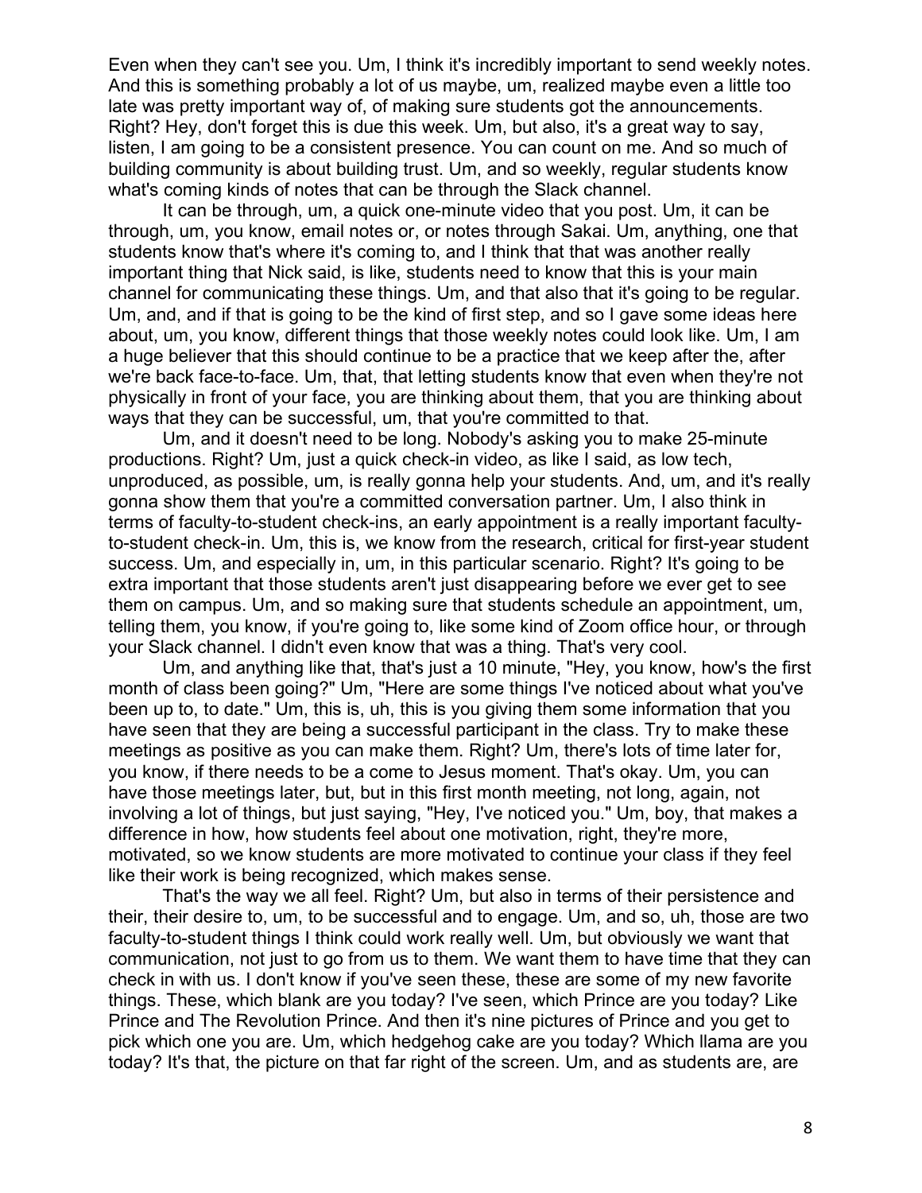Even when they can't see you. Um, I think it's incredibly important to send weekly notes. And this is something probably a lot of us maybe, um, realized maybe even a little too late was pretty important way of, of making sure students got the announcements. Right? Hey, don't forget this is due this week. Um, but also, it's a great way to say, listen, I am going to be a consistent presence. You can count on me. And so much of building community is about building trust. Um, and so weekly, regular students know what's coming kinds of notes that can be through the Slack channel.

It can be through, um, a quick one-minute video that you post. Um, it can be through, um, you know, email notes or, or notes through Sakai. Um, anything, one that students know that's where it's coming to, and I think that that was another really important thing that Nick said, is like, students need to know that this is your main channel for communicating these things. Um, and that also that it's going to be regular. Um, and, and if that is going to be the kind of first step, and so I gave some ideas here about, um, you know, different things that those weekly notes could look like. Um, I am a huge believer that this should continue to be a practice that we keep after the, after we're back face-to-face. Um, that, that letting students know that even when they're not physically in front of your face, you are thinking about them, that you are thinking about ways that they can be successful, um, that you're committed to that.

Um, and it doesn't need to be long. Nobody's asking you to make 25-minute productions. Right? Um, just a quick check-in video, as like I said, as low tech, unproduced, as possible, um, is really gonna help your students. And, um, and it's really gonna show them that you're a committed conversation partner. Um, I also think in terms of faculty-to-student check-ins, an early appointment is a really important faculty-to-student check-in. Um, this is, we know from the research, critical for first-year student success. Um, and especially in, um, in this particular scenario. Right? It's going to be extra important that those students aren't just disappearing before we ever get to see them on campus. Um, and so making sure that students schedule an appointment, um, telling them, you know, if you're going to, like some kind of Zoom office hour, or through your Slack channel. I didn't even know that was a thing. That's very cool.

Um, and anything like that, that's just a 10 minute, "Hey, you know, how's the first month of class been going?" Um, "Here are some things I've noticed about what you've been up to, to date." Um, this is, uh, this is you giving them some information that you have seen that they are being a successful participant in the class. Try to make these meetings as positive as you can make them. Right? Um, there's lots of time later for, you know, if there needs to be a come to Jesus moment. That's okay. Um, you can have those meetings later, but, but in this first month meeting, not long, again, not involving a lot of things, but just saying, "Hey, I've noticed you." Um, boy, that makes a difference in how, how students feel about one motivation, right, they're more, motivated, so we know students are more motivated to continue your class if they feel like their work is being recognized, which makes sense.

That's the way we all feel. Right? Um, but also in terms of their persistence and their, their desire to, um, to be successful and to engage. Um, and so, uh, those are two faculty-to-student things I think could work really well. Um, but obviously we want that communication, not just to go from us to them. We want them to have time that they can check in with us. I don't know if you've seen these, these are some of my new favorite things. These, which blank are you today? I've seen, which Prince are you today? Like Prince and The Revolution Prince. And then it's nine pictures of Prince and you get to pick which one you are. Um, which hedgehog cake are you today? Which llama are you today? It's that, the picture on that far right of the screen. Um, and as students are, are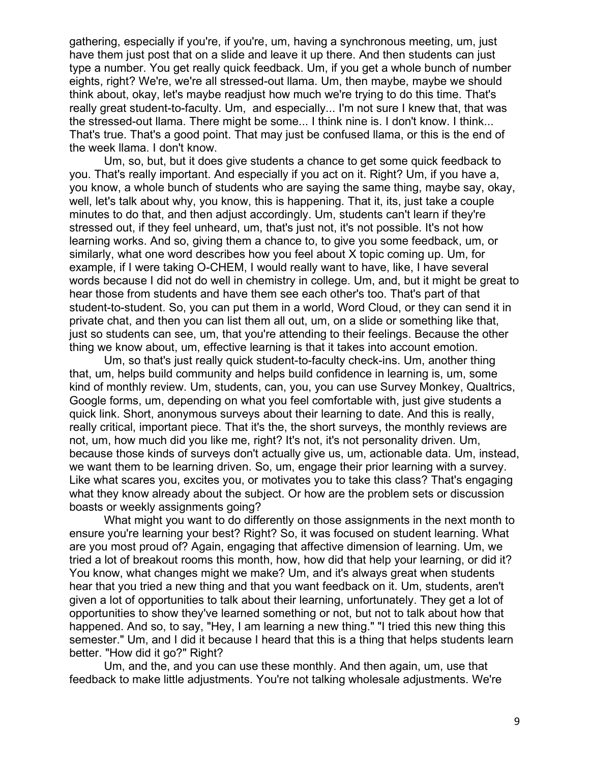gathering, especially if you're, if you're, um, having a synchronous meeting, um, just have them just post that on a slide and leave it up there. And then students can just type a number. You get really quick feedback. Um, if you get a whole bunch of number eights, right? We're, we're all stressed-out llama. Um, then maybe, maybe we should think about, okay, let's maybe readjust how much we're trying to do this time. That's really great student-to-faculty. Um,  and especially... I'm not sure I knew that, that was the stressed-out llama. There might be some... I think nine is. I don't know. I think... That's true. That's a good point. That may just be confused llama, or this is the end of the week llama. I don't know.

Um, so, but, but it does give students a chance to get some quick feedback to you. That's really important. And especially if you act on it. Right? Um, if you have a, you know, a whole bunch of students who are saying the same thing, maybe say, okay, well, let's talk about why, you know, this is happening. That it, its, just take a couple minutes to do that, and then adjust accordingly. Um, students can't learn if they're stressed out, if they feel unheard, um, that's just not, it's not possible. It's not how learning works. And so, giving them a chance to, to give you some feedback, um, or similarly, what one word describes how you feel about X topic coming up. Um, for example, if I were taking O-CHEM, I would really want to have, like, I have several words because I did not do well in chemistry in college. Um, and, but it might be great to hear those from students and have them see each other's too. That's part of that student-to-student. So, you can put them in a world, Word Cloud, or they can send it in private chat, and then you can list them all out, um, on a slide or something like that, just so students can see, um, that you're attending to their feelings. Because the other thing we know about, um, effective learning is that it takes into account emotion.

Um, so that's just really quick student-to-faculty check-ins. Um, another thing that, um, helps build community and helps build confidence in learning is, um, some kind of monthly review. Um, students, can, you, you can use Survey Monkey, Qualtrics, Google forms, um, depending on what you feel comfortable with, just give students a quick link. Short, anonymous surveys about their learning to date. And this is really, really critical, important piece. That it's the, the short surveys, the monthly reviews are not, um, how much did you like me, right? It's not, it's not personality driven. Um, because those kinds of surveys don't actually give us, um, actionable data. Um, instead, we want them to be learning driven. So, um, engage their prior learning with a survey. Like what scares you, excites you, or motivates you to take this class? That's engaging what they know already about the subject. Or how are the problem sets or discussion boasts or weekly assignments going?

What might you want to do differently on those assignments in the next month to ensure you're learning your best? Right? So, it was focused on student learning. What are you most proud of? Again, engaging that affective dimension of learning. Um, we tried a lot of breakout rooms this month, how, how did that help your learning, or did it? You know, what changes might we make? Um, and it's always great when students hear that you tried a new thing and that you want feedback on it. Um, students, aren't given a lot of opportunities to talk about their learning, unfortunately. They get a lot of opportunities to show they've learned something or not, but not to talk about how that happened. And so, to say, "Hey, I am learning a new thing." "I tried this new thing this semester." Um, and I did it because I heard that this is a thing that helps students learn better. "How did it go?" Right?

Um, and the, and you can use these monthly. And then again, um, use that feedback to make little adjustments. You're not talking wholesale adjustments. We're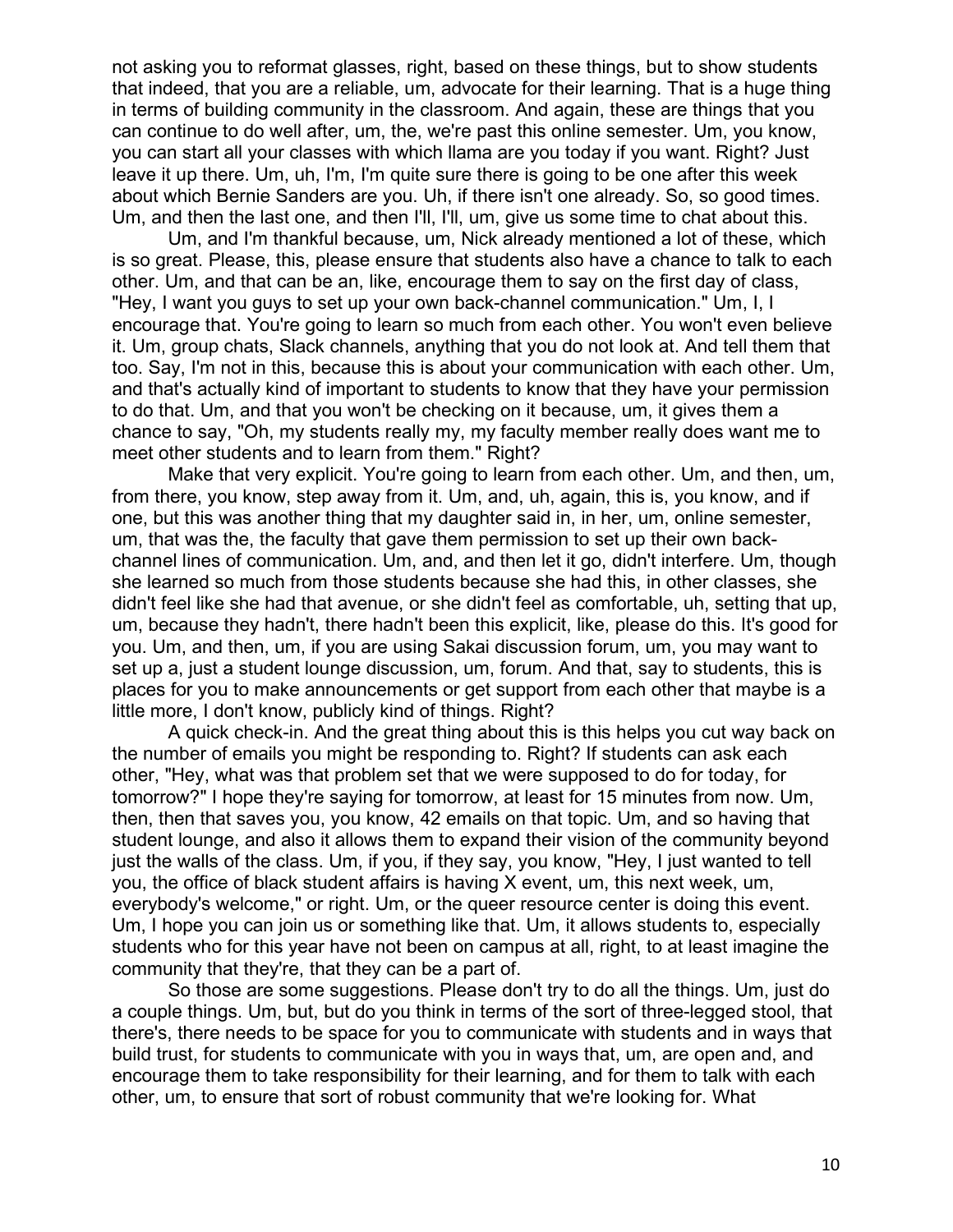not asking you to reformat glasses, right, based on these things, but to show students that indeed, that you are a reliable, um, advocate for their learning. That is a huge thing in terms of building community in the classroom. And again, these are things that you can continue to do well after, um, the, we're past this online semester. Um, you know, you can start all your classes with which llama are you today if you want. Right? Just leave it up there. Um, uh, I'm, I'm quite sure there is going to be one after this week about which Bernie Sanders are you. Uh, if there isn't one already. So, so good times. Um, and then the last one, and then I'll, I'll, um, give us some time to chat about this.

Um, and I'm thankful because, um, Nick already mentioned a lot of these, which is so great. Please, this, please ensure that students also have a chance to talk to each other. Um, and that can be an, like, encourage them to say on the first day of class, "Hey, I want you guys to set up your own back-channel communication." Um, I, I encourage that. You're going to learn so much from each other. You won't even believe it. Um, group chats, Slack channels, anything that you do not look at. And tell them that too. Say, I'm not in this, because this is about your communication with each other. Um, and that's actually kind of important to students to know that they have your permission to do that. Um, and that you won't be checking on it because, um, it gives them a chance to say, "Oh, my students really my, my faculty member really does want me to meet other students and to learn from them." Right?

Make that very explicit. You're going to learn from each other. Um, and then, um, from there, you know, step away from it. Um, and, uh, again, this is, you know, and if one, but this was another thing that my daughter said in, in her, um, online semester, um, that was the, the faculty that gave them permission to set up their own back-channel lines of communication. Um, and, and then let it go, didn't interfere. Um, though she learned so much from those students because she had this, in other classes, she didn't feel like she had that avenue, or she didn't feel as comfortable, uh, setting that up, um, because they hadn't, there hadn't been this explicit, like, please do this. It's good for you. Um, and then, um, if you are using Sakai discussion forum, um, you may want to set up a, just a student lounge discussion, um, forum. And that, say to students, this is places for you to make announcements or get support from each other that maybe is a little more, I don't know, publicly kind of things. Right?

A quick check-in. And the great thing about this is this helps you cut way back on the number of emails you might be responding to. Right? If students can ask each other, "Hey, what was that problem set that we were supposed to do for today, for tomorrow?" I hope they're saying for tomorrow, at least for 15 minutes from now. Um, then, then that saves you, you know, 42 emails on that topic. Um, and so having that student lounge, and also it allows them to expand their vision of the community beyond just the walls of the class. Um, if you, if they say, you know, "Hey, I just wanted to tell you, the office of black student affairs is having X event, um, this next week, um, everybody's welcome," or right. Um, or the queer resource center is doing this event. Um, I hope you can join us or something like that. Um, it allows students to, especially students who for this year have not been on campus at all, right, to at least imagine the community that they're, that they can be a part of.

So those are some suggestions. Please don't try to do all the things. Um, just do a couple things. Um, but, but do you think in terms of the sort of three-legged stool, that there's, there needs to be space for you to communicate with students and in ways that build trust, for students to communicate with you in ways that, um, are open and, and encourage them to take responsibility for their learning, and for them to talk with each other, um, to ensure that sort of robust community that we're looking for. What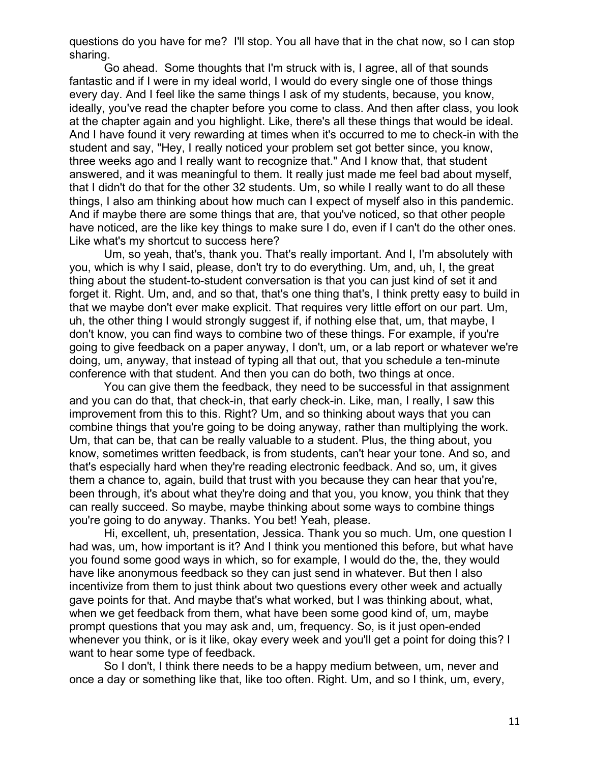questions do you have for me? I'll stop. You all have that in the chat now, so I can stop sharing.

Go ahead. Some thoughts that I'm struck with is, I agree, all of that sounds fantastic and if I were in my ideal world, I would do every single one of those things every day. And I feel like the same things I ask of my students, because, you know, ideally, you've read the chapter before you come to class. And then after class, you look at the chapter again and you highlight. Like, there's all these things that would be ideal. And I have found it very rewarding at times when it's occurred to me to check-in with the student and say, "Hey, I really noticed your problem set got better since, you know, three weeks ago and I really want to recognize that." And I know that, that student answered, and it was meaningful to them. It really just made me feel bad about myself, that I didn't do that for the other 32 students. Um, so while I really want to do all these things, I also am thinking about how much can I expect of myself also in this pandemic. And if maybe there are some things that are, that you've noticed, so that other people have noticed, are the like key things to make sure I do, even if I can't do the other ones. Like what's my shortcut to success here?

Um, so yeah, that's, thank you. That's really important. And I, I'm absolutely with you, which is why I said, please, don't try to do everything. Um, and, uh, I, the great thing about the student-to-student conversation is that you can just kind of set it and forget it. Right. Um, and, and so that, that's one thing that's, I think pretty easy to build in that we maybe don't ever make explicit. That requires very little effort on our part. Um, uh, the other thing I would strongly suggest if, if nothing else that, um, that maybe, I don't know, you can find ways to combine two of these things. For example, if you're going to give feedback on a paper anyway, I don't, um, or a lab report or whatever we're doing, um, anyway, that instead of typing all that out, that you schedule a ten-minute conference with that student. And then you can do both, two things at once.

You can give them the feedback, they need to be successful in that assignment and you can do that, that check-in, that early check-in. Like, man, I really, I saw this improvement from this to this. Right? Um, and so thinking about ways that you can combine things that you're going to be doing anyway, rather than multiplying the work. Um, that can be, that can be really valuable to a student. Plus, the thing about, you know, sometimes written feedback, is from students, can't hear your tone. And so, and that's especially hard when they're reading electronic feedback. And so, um, it gives them a chance to, again, build that trust with you because they can hear that you're, been through, it's about what they're doing and that you, you know, you think that they can really succeed. So maybe, maybe thinking about some ways to combine things you're going to do anyway. Thanks. You bet! Yeah, please.

Hi, excellent, uh, presentation, Jessica. Thank you so much. Um, one question I had was, um, how important is it? And I think you mentioned this before, but what have you found some good ways in which, so for example, I would do the, the, they would have like anonymous feedback so they can just send in whatever. But then I also incentivize from them to just think about two questions every other week and actually gave points for that. And maybe that's what worked, but I was thinking about, what, when we get feedback from them, what have been some good kind of, um, maybe prompt questions that you may ask and, um, frequency. So, is it just open-ended whenever you think, or is it like, okay every week and you'll get a point for doing this? I want to hear some type of feedback.

So I don't, I think there needs to be a happy medium between, um, never and once a day or something like that, like too often. Right. Um, and so I think, um, every,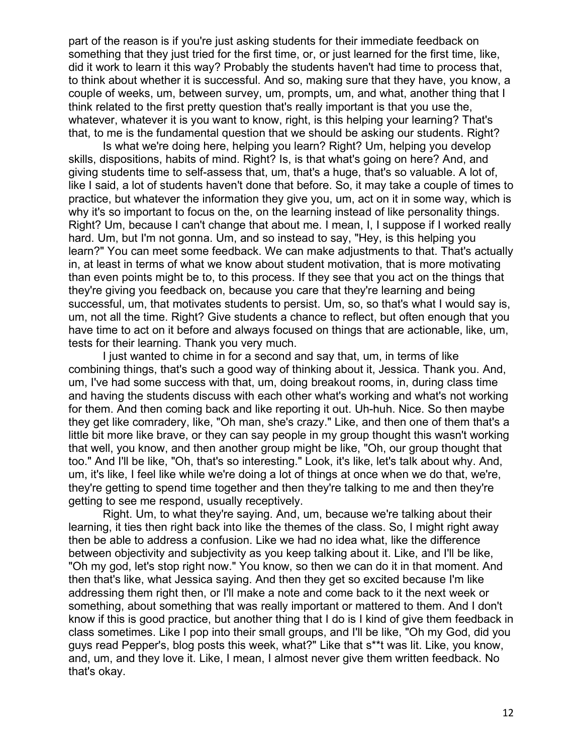part of the reason is if you're just asking students for their immediate feedback on something that they just tried for the first time, or, or just learned for the first time, like, did it work to learn it this way? Probably the students haven't had time to process that, to think about whether it is successful. And so, making sure that they have, you know, a couple of weeks, um, between survey, um, prompts, um, and what, another thing that I think related to the first pretty question that's really important is that you use the, whatever, whatever it is you want to know, right, is this helping your learning? That's that, to me is the fundamental question that we should be asking our students. Right?

Is what we're doing here, helping you learn? Right? Um, helping you develop skills, dispositions, habits of mind. Right? Is, is that what's going on here? And, and giving students time to self-assess that, um, that's a huge, that's so valuable. A lot of, like I said, a lot of students haven't done that before. So, it may take a couple of times to practice, but whatever the information they give you, um, act on it in some way, which is why it's so important to focus on the, on the learning instead of like personality things. Right? Um, because I can't change that about me. I mean, I, I suppose if I worked really hard. Um, but I'm not gonna. Um, and so instead to say, "Hey, is this helping you learn?" You can meet some feedback. We can make adjustments to that. That's actually in, at least in terms of what we know about student motivation, that is more motivating than even points might be to, to this process. If they see that you act on the things that they're giving you feedback on, because you care that they're learning and being successful, um, that motivates students to persist. Um, so, so that's what I would say is, um, not all the time. Right? Give students a chance to reflect, but often enough that you have time to act on it before and always focused on things that are actionable, like, um, tests for their learning. Thank you very much.

I just wanted to chime in for a second and say that, um, in terms of like combining things, that's such a good way of thinking about it, Jessica. Thank you. And, um, I've had some success with that, um, doing breakout rooms, in, during class time and having the students discuss with each other what's working and what's not working for them. And then coming back and like reporting it out. Uh-huh. Nice. So then maybe they get like comradery, like, "Oh man, she's crazy." Like, and then one of them that's a little bit more like brave, or they can say people in my group thought this wasn't working that well, you know, and then another group might be like, "Oh, our group thought that too." And I'll be like, "Oh, that's so interesting." Look, it's like, let's talk about why. And, um, it's like, I feel like while we're doing a lot of things at once when we do that, we're, they're getting to spend time together and then they're talking to me and then they're getting to see me respond, usually receptively.

Right. Um, to what they're saying. And, um, because we're talking about their learning, it ties then right back into like the themes of the class. So, I might right away then be able to address a confusion. Like we had no idea what, like the difference between objectivity and subjectivity as you keep talking about it. Like, and I'll be like, "Oh my god, let's stop right now." You know, so then we can do it in that moment. And then that's like, what Jessica saying. And then they get so excited because I'm like addressing them right then, or I'll make a note and come back to it the next week or something, about something that was really important or mattered to them. And I don't know if this is good practice, but another thing that I do is I kind of give them feedback in class sometimes. Like I pop into their small groups, and I'll be like, "Oh my God, did you guys read Pepper's, blog posts this week, what?" Like that s**t was lit. Like, you know, and, um, and they love it. Like, I mean, I almost never give them written feedback. No that's okay.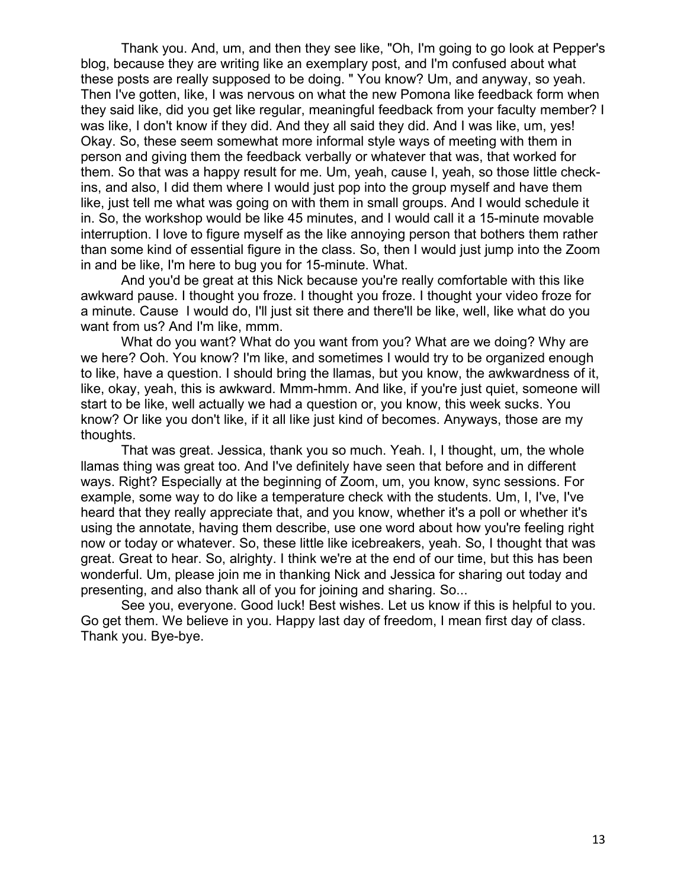Thank you. And, um, and then they see like, "Oh, I'm going to go look at Pepper's blog, because they are writing like an exemplary post, and I'm confused about what these posts are really supposed to be doing. " You know? Um, and anyway, so yeah. Then I've gotten, like, I was nervous on what the new Pomona like feedback form when they said like, did you get like regular, meaningful feedback from your faculty member? I was like, I don't know if they did. And they all said they did. And I was like, um, yes! Okay. So, these seem somewhat more informal style ways of meeting with them in person and giving them the feedback verbally or whatever that was, that worked for them. So that was a happy result for me. Um, yeah, cause I, yeah, so those little check-ins, and also, I did them where I would just pop into the group myself and have them like, just tell me what was going on with them in small groups. And I would schedule it in. So, the workshop would be like 45 minutes, and I would call it a 15-minute movable interruption. I love to figure myself as the like annoying person that bothers them rather than some kind of essential figure in the class. So, then I would just jump into the Zoom in and be like, I'm here to bug you for 15-minute. What.

And you'd be great at this Nick because you're really comfortable with this like awkward pause. I thought you froze. I thought you froze. I thought your video froze for a minute. Cause I would do, I'll just sit there and there'll be like, well, like what do you want from us? And I'm like, mmm.

What do you want? What do you want from you? What are we doing? Why are we here? Ooh. You know? I'm like, and sometimes I would try to be organized enough to like, have a question. I should bring the llamas, but you know, the awkwardness of it, like, okay, yeah, this is awkward. Mmm-hmm. And like, if you're just quiet, someone will start to be like, well actually we had a question or, you know, this week sucks. You know? Or like you don't like, if it all like just kind of becomes. Anyways, those are my thoughts.

That was great. Jessica, thank you so much. Yeah. I, I thought, um, the whole llamas thing was great too. And I've definitely have seen that before and in different ways. Right? Especially at the beginning of Zoom, um, you know, sync sessions. For example, some way to do like a temperature check with the students. Um, I, I've, I've heard that they really appreciate that, and you know, whether it's a poll or whether it's using the annotate, having them describe, use one word about how you're feeling right now or today or whatever. So, these little like icebreakers, yeah. So, I thought that was great. Great to hear. So, alrighty. I think we're at the end of our time, but this has been wonderful. Um, please join me in thanking Nick and Jessica for sharing out today and presenting, and also thank all of you for joining and sharing. So...

See you, everyone. Good luck! Best wishes. Let us know if this is helpful to you. Go get them. We believe in you. Happy last day of freedom, I mean first day of class. Thank you. Bye-bye.